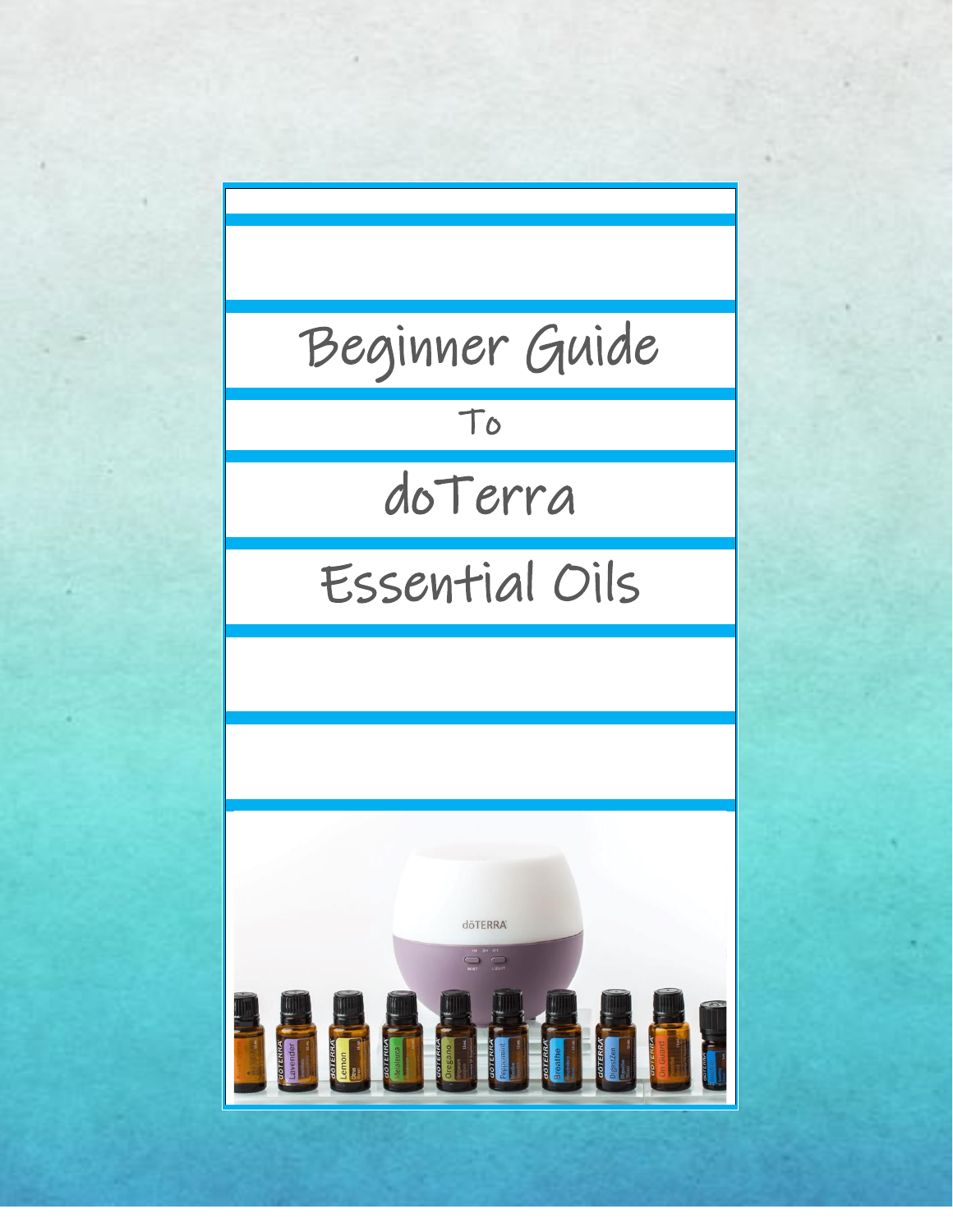# Beginner Guide

To

# doTerra

# Essential Oils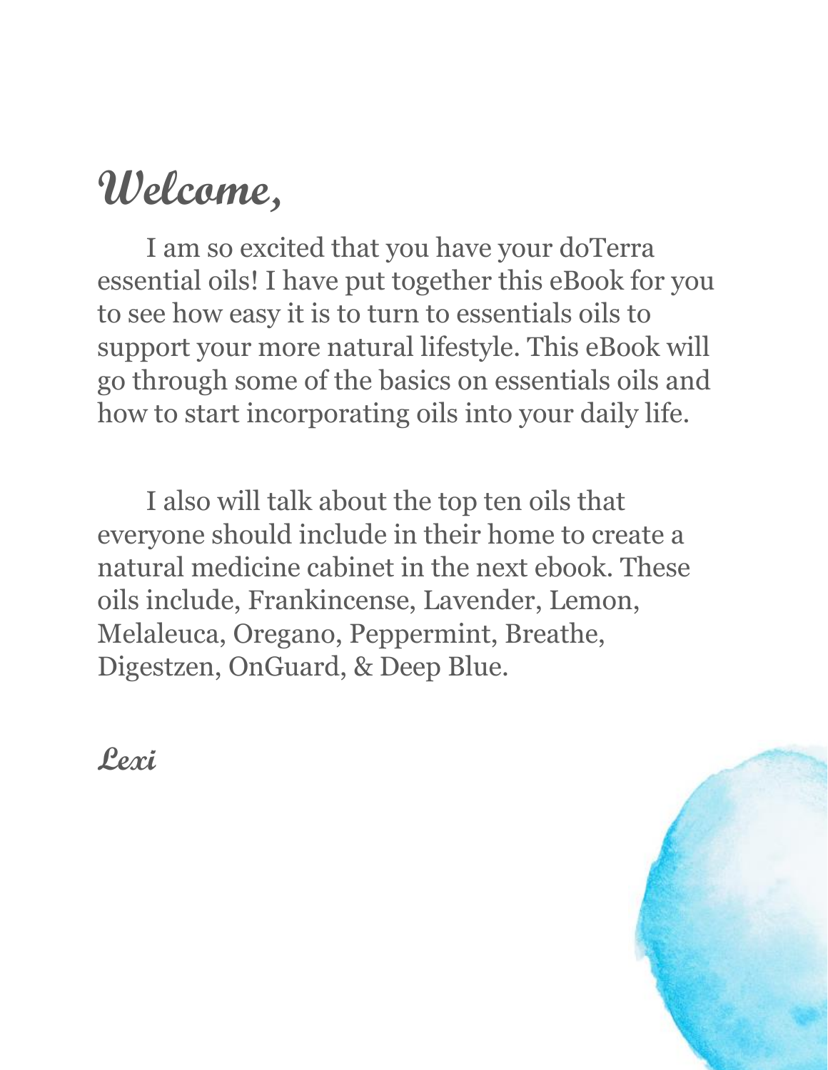# Welcome,

I am so excited that you have your doTerra essential oils! I have put together this eBook for you to see how easy it is to turn to essentials oils to support your more natural lifestyle. This eBook will go through some of the basics on essentials oils and how to start incorporating oils into your daily life.

I also will talk about the top ten oils that everyone should include in their home to create a natural medicine cabinet in the next ebook. These oils include, Frankincense, Lavender, Lemon, Melaleuca, Oregano, Peppermint, Breathe, Digestzen, OnGuard, & Deep Blue.

***Lexi***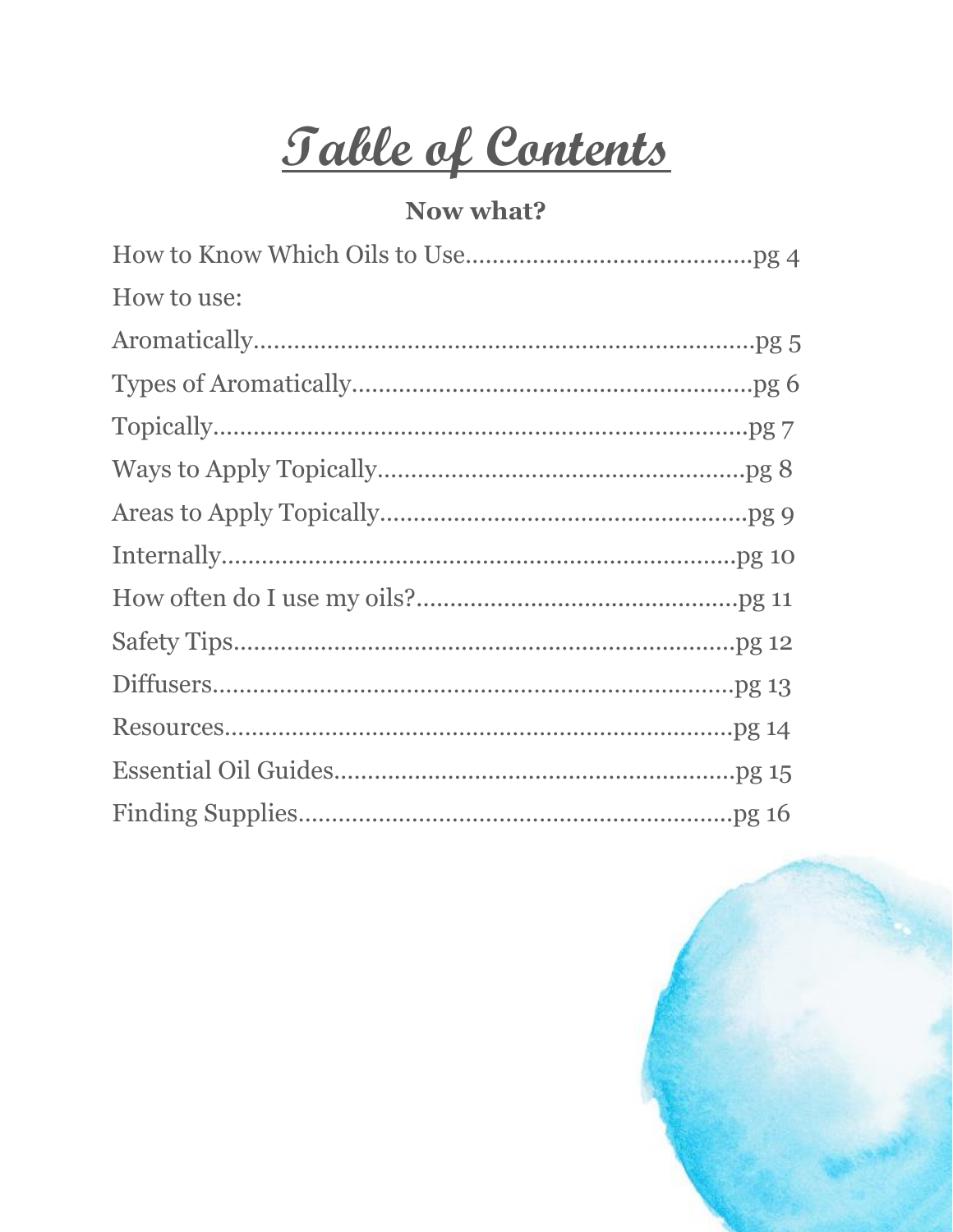# Table of Contents

## Now what?

How to Know Which Oils to Use..........................................pg 4

How to use:

Aromatically...........................................................................pg 5

Types of Aromatically............................................................pg 6

Topically.................................................................................pg 7

Ways to Apply Topically.......................................................pg 8

Areas to Apply Topically.......................................................pg 9

Internally...............................................................................pg 10

How often do I use my oils?................................................pg 11

Safety Tips............................................................................pg 12

Diffusers................................................................................pg 13

Resources.............................................................................pg 14

Essential Oil Guides.............................................................pg 15

Finding Supplies..................................................................pg 16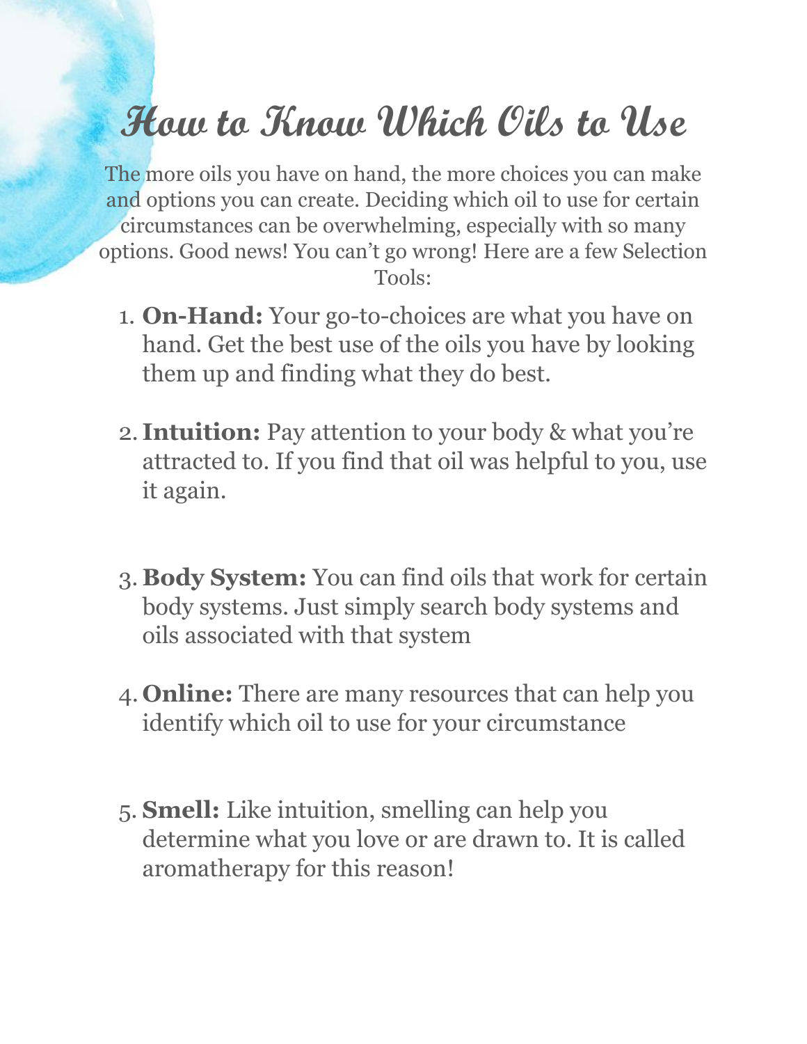# How to Know Which Oils to Use

The more oils you have on hand, the more choices you can make and options you can create. Deciding which oil to use for certain circumstances can be overwhelming, especially with so many options. Good news! You can't go wrong! Here are a few Selection Tools:

1. **On-Hand:** Your go-to-choices are what you have on hand. Get the best use of the oils you have by looking them up and finding what they do best.

2. **Intuition:** Pay attention to your body & what you're attracted to. If you find that oil was helpful to you, use it again.

3. **Body System:** You can find oils that work for certain body systems. Just simply search body systems and oils associated with that system

4. **Online:** There are many resources that can help you identify which oil to use for your circumstance

5. **Smell:** Like intuition, smelling can help you determine what you love or are drawn to. It is called aromatherapy for this reason!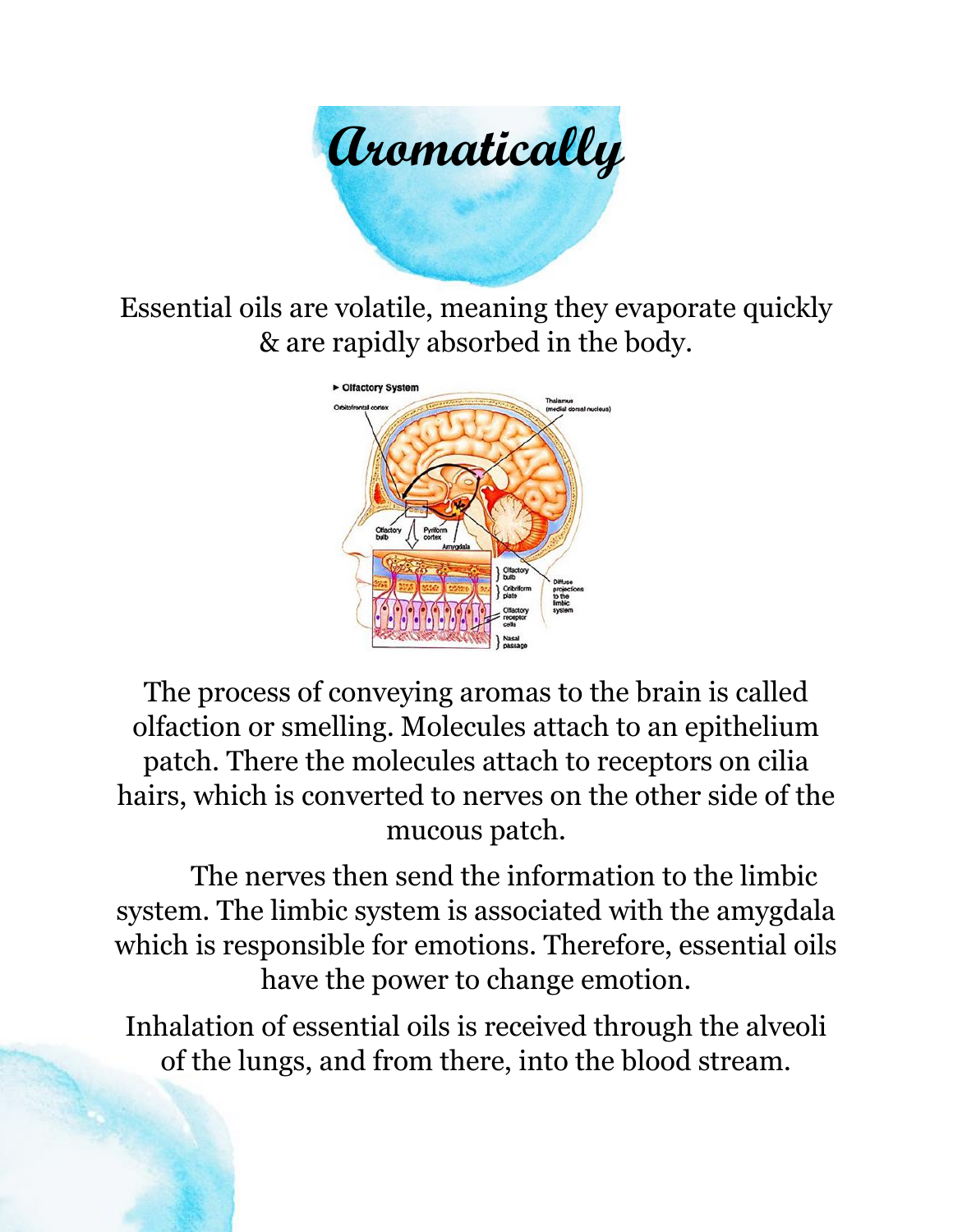# Aromatically

Essential oils are volatile, meaning they evaporate quickly & are rapidly absorbed in the body.

The process of conveying aromas to the brain is called olfaction or smelling. Molecules attach to an epithelium patch. There the molecules attach to receptors on cilia hairs, which is converted to nerves on the other side of the mucous patch.

The nerves then send the information to the limbic system. The limbic system is associated with the amygdala which is responsible for emotions. Therefore, essential oils have the power to change emotion.

Inhalation of essential oils is received through the alveoli of the lungs, and from there, into the blood stream.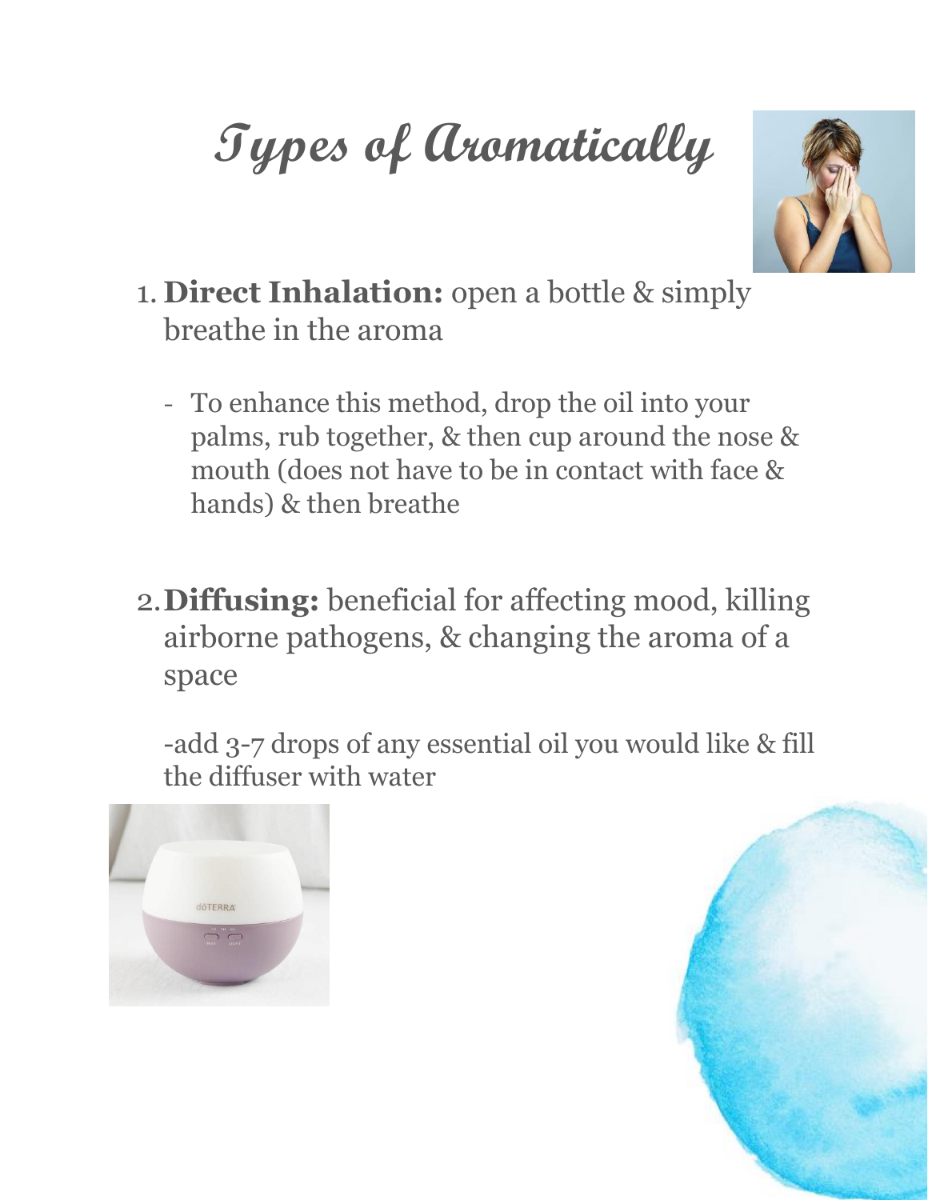# Types of Aromatically

1. **Direct Inhalation:** open a bottle & simply breathe in the aroma

   - To enhance this method, drop the oil into your palms, rub together, & then cup around the nose & mouth (does not have to be in contact with face & hands) & then breathe

2. **Diffusing:** beneficial for affecting mood, killing airborne pathogens, & changing the aroma of a space

   -add 3-7 drops of any essential oil you would like & fill the diffuser with water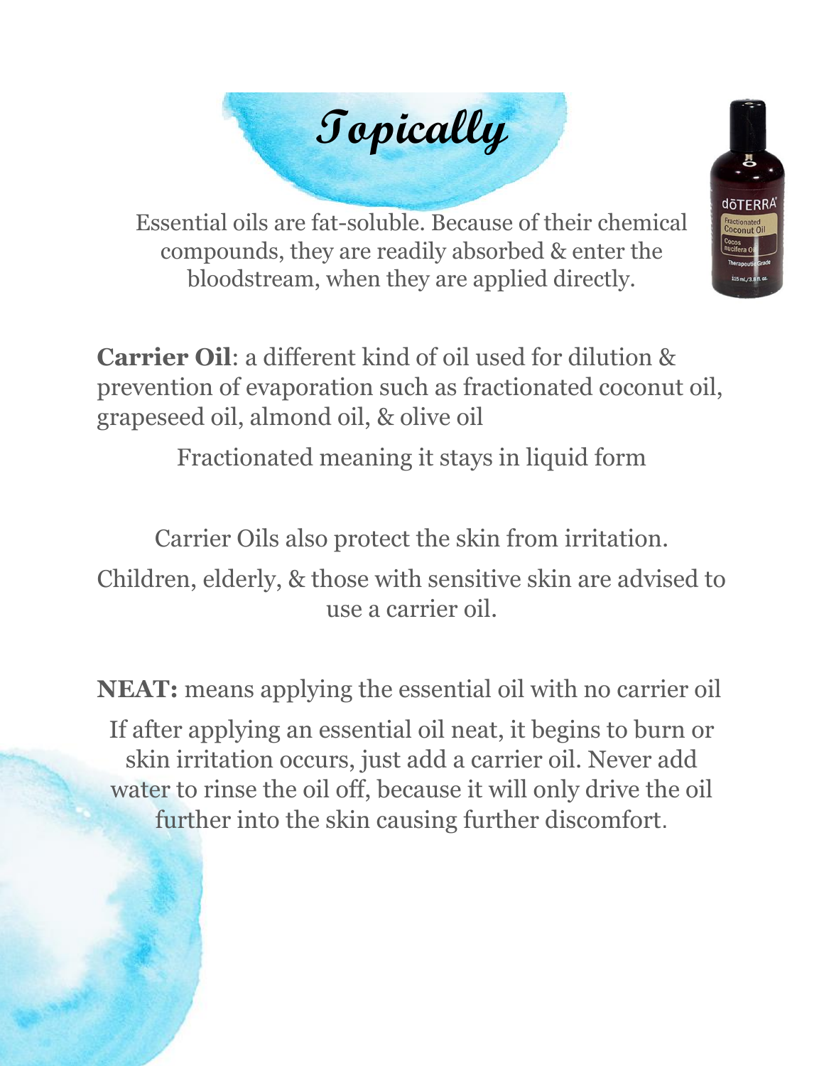# Topically

Essential oils are fat-soluble. Because of their chemical compounds, they are readily absorbed & enter the bloodstream, when they are applied directly.

**Carrier Oil**: a different kind of oil used for dilution & prevention of evaporation such as fractionated coconut oil, grapeseed oil, almond oil, & olive oil

Fractionated meaning it stays in liquid form

Carrier Oils also protect the skin from irritation.

Children, elderly, & those with sensitive skin are advised to use a carrier oil.

**NEAT:** means applying the essential oil with no carrier oil

If after applying an essential oil neat, it begins to burn or skin irritation occurs, just add a carrier oil. Never add water to rinse the oil off, because it will only drive the oil further into the skin causing further discomfort.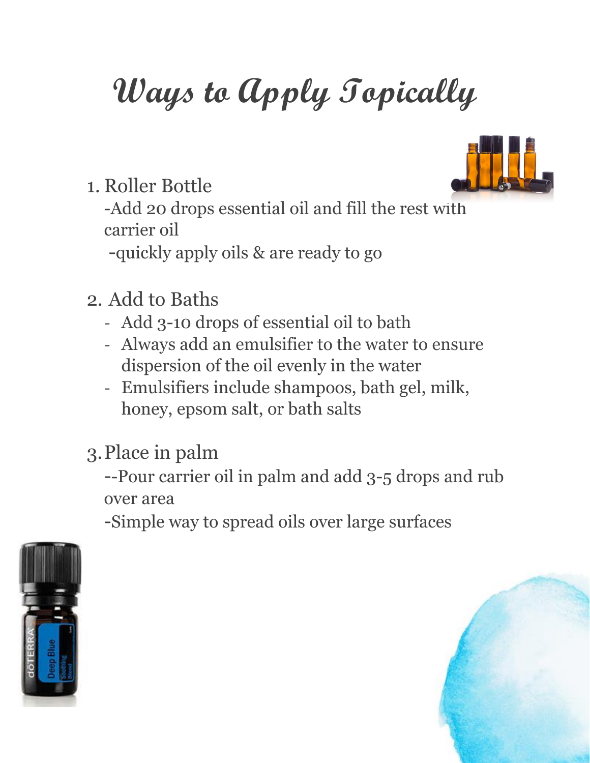# Ways to Apply Topically

1. Roller Bottle

   -Add 20 drops essential oil and fill the rest with carrier oil

   -quickly apply oils & are ready to go

2. Add to Baths

   - Add 3-10 drops of essential oil to bath
   - Always add an emulsifier to the water to ensure dispersion of the oil evenly in the water
   - Emulsifiers include shampoos, bath gel, milk, honey, epsom salt, or bath salts

3. Place in palm

   --Pour carrier oil in palm and add 3-5 drops and rub over area

   -Simple way to spread oils over large surfaces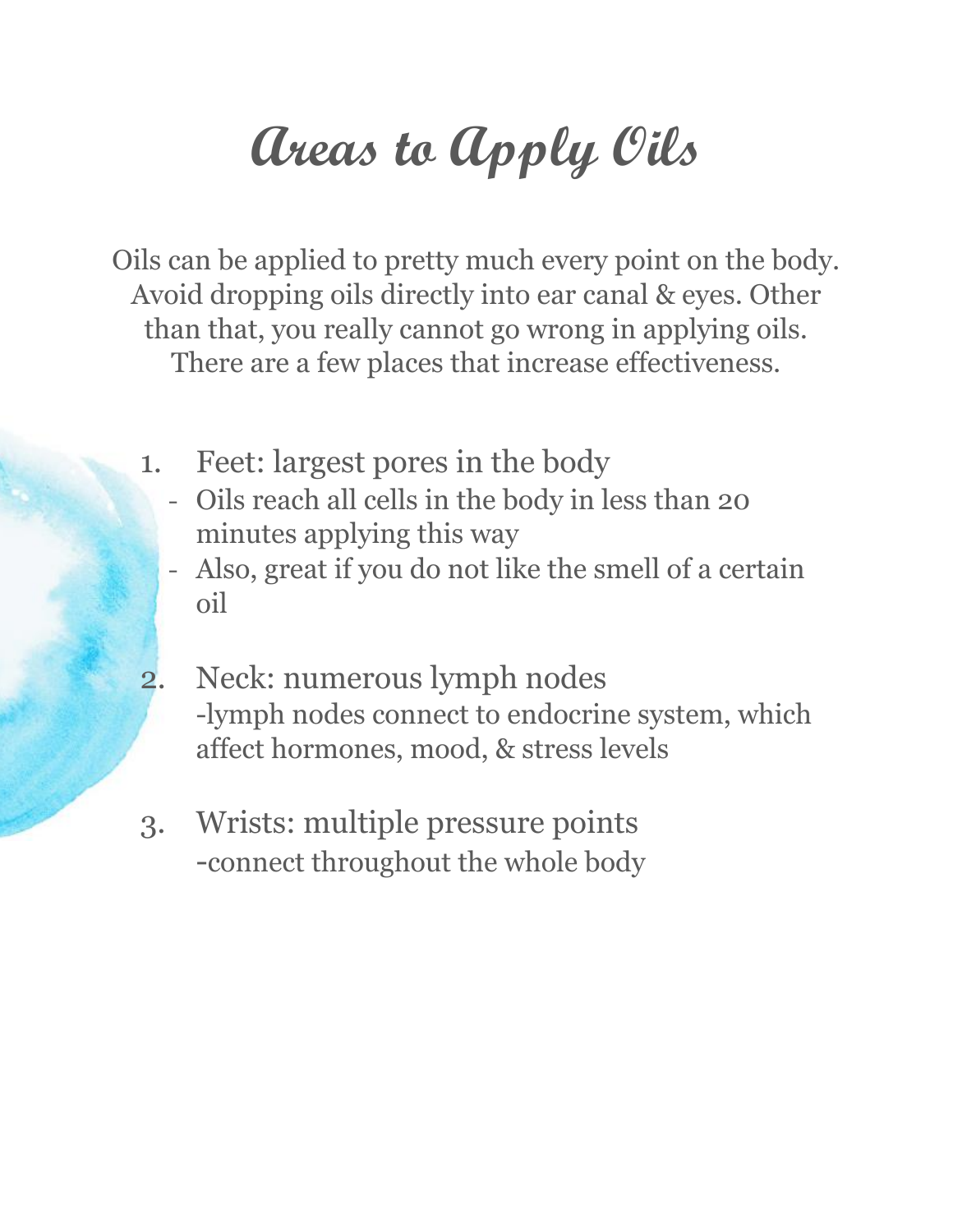# Areas to Apply Oils

Oils can be applied to pretty much every point on the body. Avoid dropping oils directly into ear canal & eyes. Other than that, you really cannot go wrong in applying oils. There are a few places that increase effectiveness.

1. Feet: largest pores in the body
   - Oils reach all cells in the body in less than 20 minutes applying this way
   - Also, great if you do not like the smell of a certain oil

2. Neck: numerous lymph nodes
   -lymph nodes connect to endocrine system, which affect hormones, mood, & stress levels

3. Wrists: multiple pressure points
   -connect throughout the whole body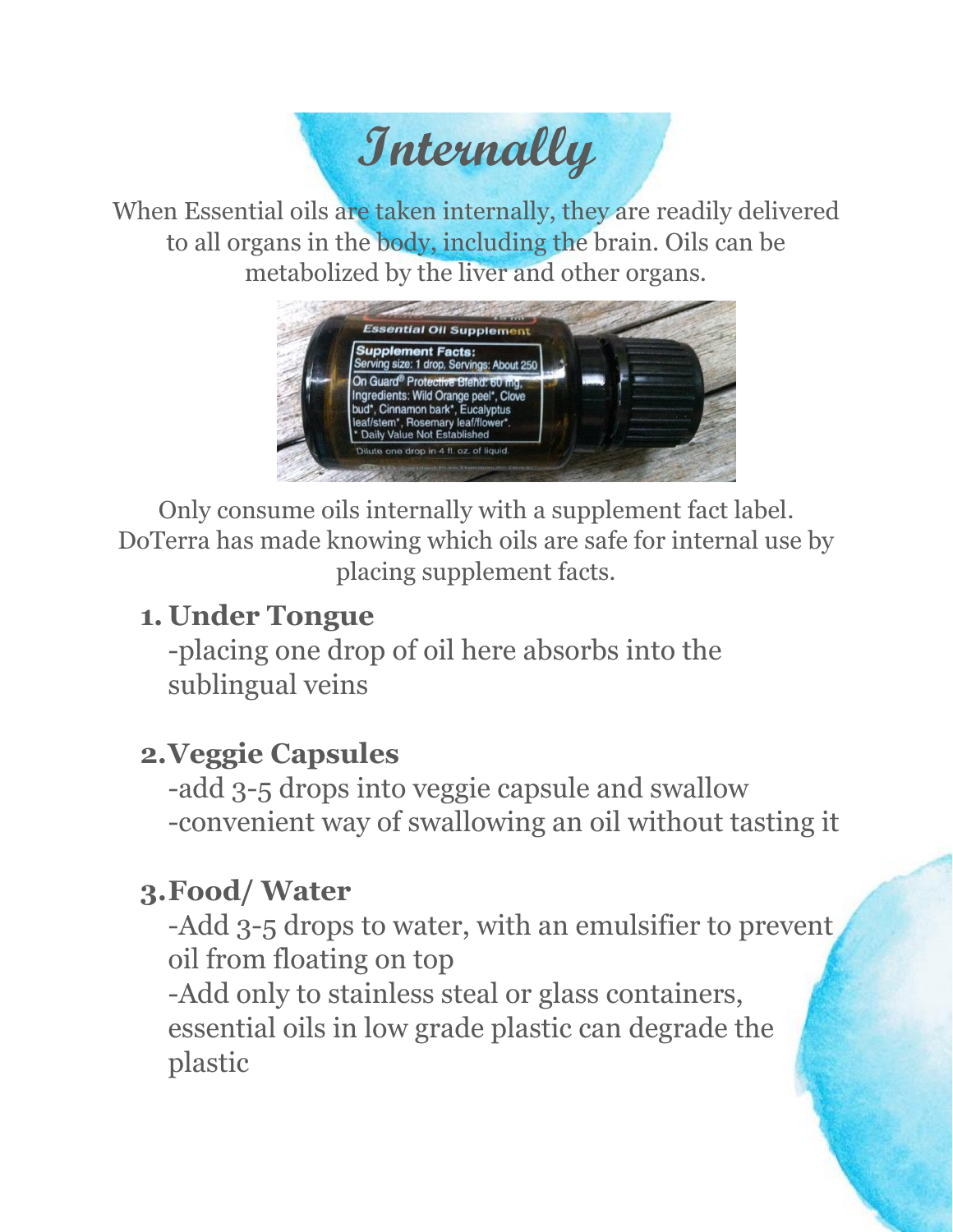# Internally

When Essential oils are taken internally, they are readily delivered to all organs in the body, including the brain. Oils can be metabolized by the liver and other organs.

Only consume oils internally with a supplement fact label. DoTerra has made knowing which oils are safe for internal use by placing supplement facts.

1. **Under Tongue**
   -placing one drop of oil here absorbs into the sublingual veins

2. **Veggie Capsules**
   -add 3-5 drops into veggie capsule and swallow
   -convenient way of swallowing an oil without tasting it

3. **Food/ Water**
   -Add 3-5 drops to water, with an emulsifier to prevent oil from floating on top
   -Add only to stainless steal or glass containers, essential oils in low grade plastic can degrade the plastic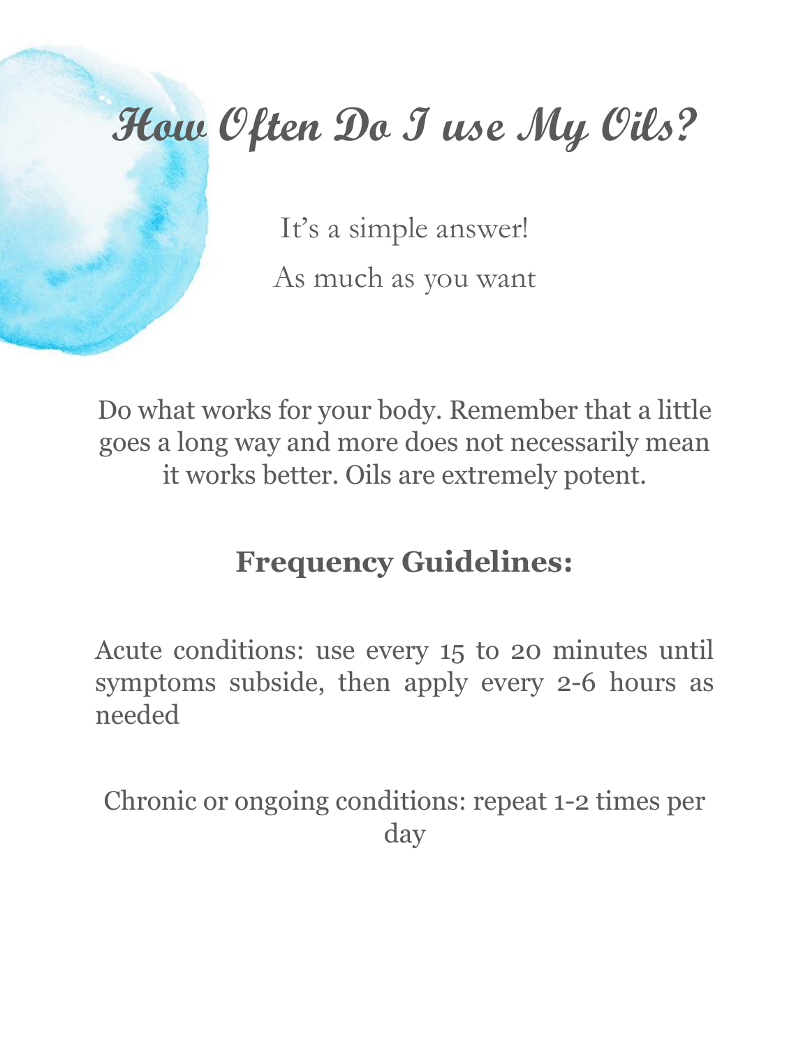# How Often Do I use My Oils?

It's a simple answer!

As much as you want

Do what works for your body. Remember that a little goes a long way and more does not necessarily mean it works better. Oils are extremely potent.

## Frequency Guidelines:

Acute conditions: use every 15 to 20 minutes until symptoms subside, then apply every 2-6 hours as needed

Chronic or ongoing conditions: repeat 1-2 times per day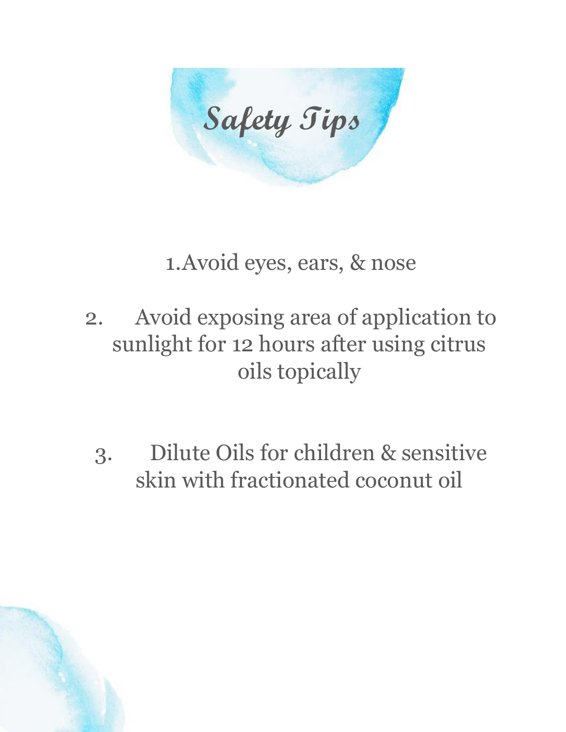# Safety Tips

1. Avoid eyes, ears, & nose

2. Avoid exposing area of application to sunlight for 12 hours after using citrus oils topically

3. Dilute Oils for children & sensitive skin with fractionated coconut oil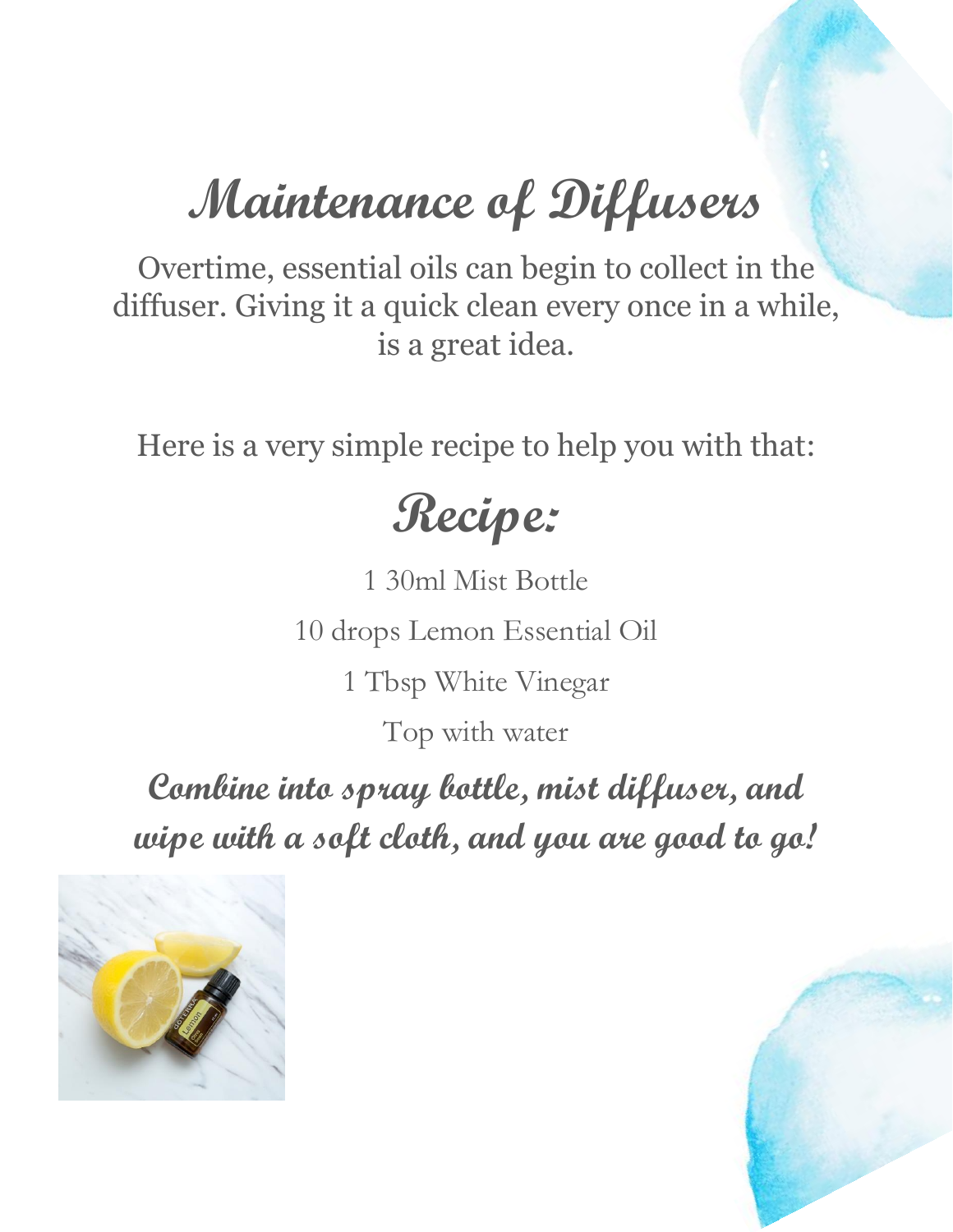# Maintenance of Diffusers

Overtime, essential oils can begin to collect in the diffuser. Giving it a quick clean every once in a while, is a great idea.

Here is a very simple recipe to help you with that:

## Recipe:

1 30ml Mist Bottle

10 drops Lemon Essential Oil

1 Tbsp White Vinegar

Top with water

**Combine into spray bottle, mist diffuser, and wipe with a soft cloth, and you are good to go!**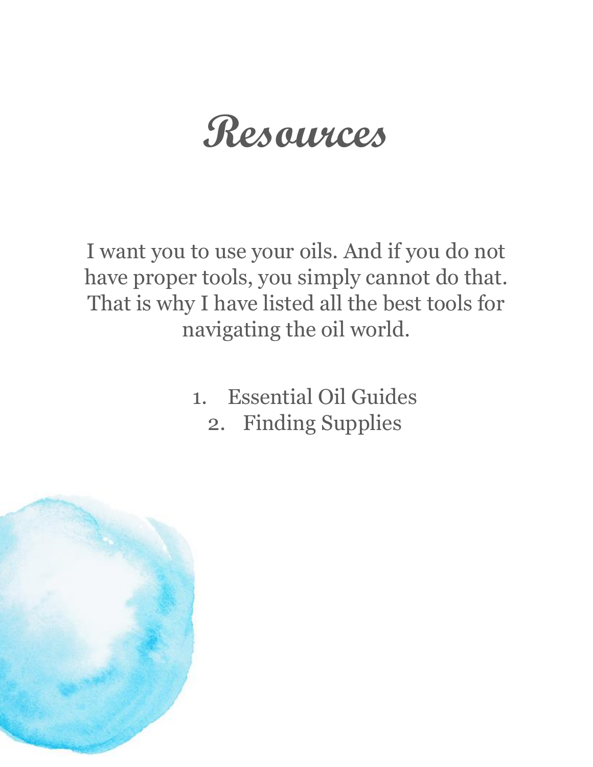# Resources

I want you to use your oils. And if you do not have proper tools, you simply cannot do that. That is why I have listed all the best tools for navigating the oil world.

1. Essential Oil Guides
2. Finding Supplies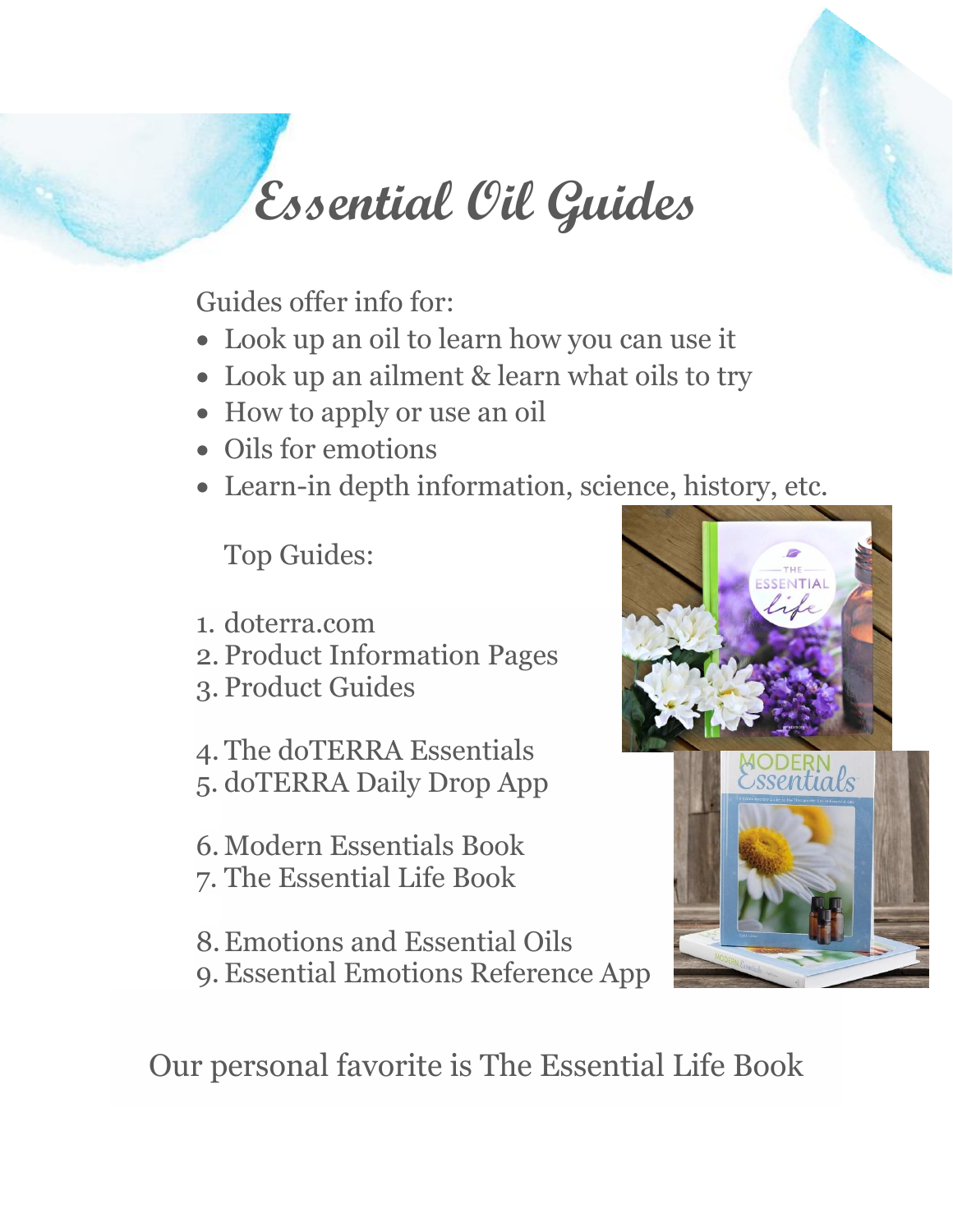# Essential Oil Guides

Guides offer info for:

- Look up an oil to learn how you can use it
- Look up an ailment & learn what oils to try
- How to apply or use an oil
- Oils for emotions
- Learn-in depth information, science, history, etc.

Top Guides:

1. doterra.com
2. Product Information Pages
3. Product Guides
4. The doTERRA Essentials
5. doTERRA Daily Drop App
6. Modern Essentials Book
7. The Essential Life Book
8. Emotions and Essential Oils
9. Essential Emotions Reference App

Our personal favorite is The Essential Life Book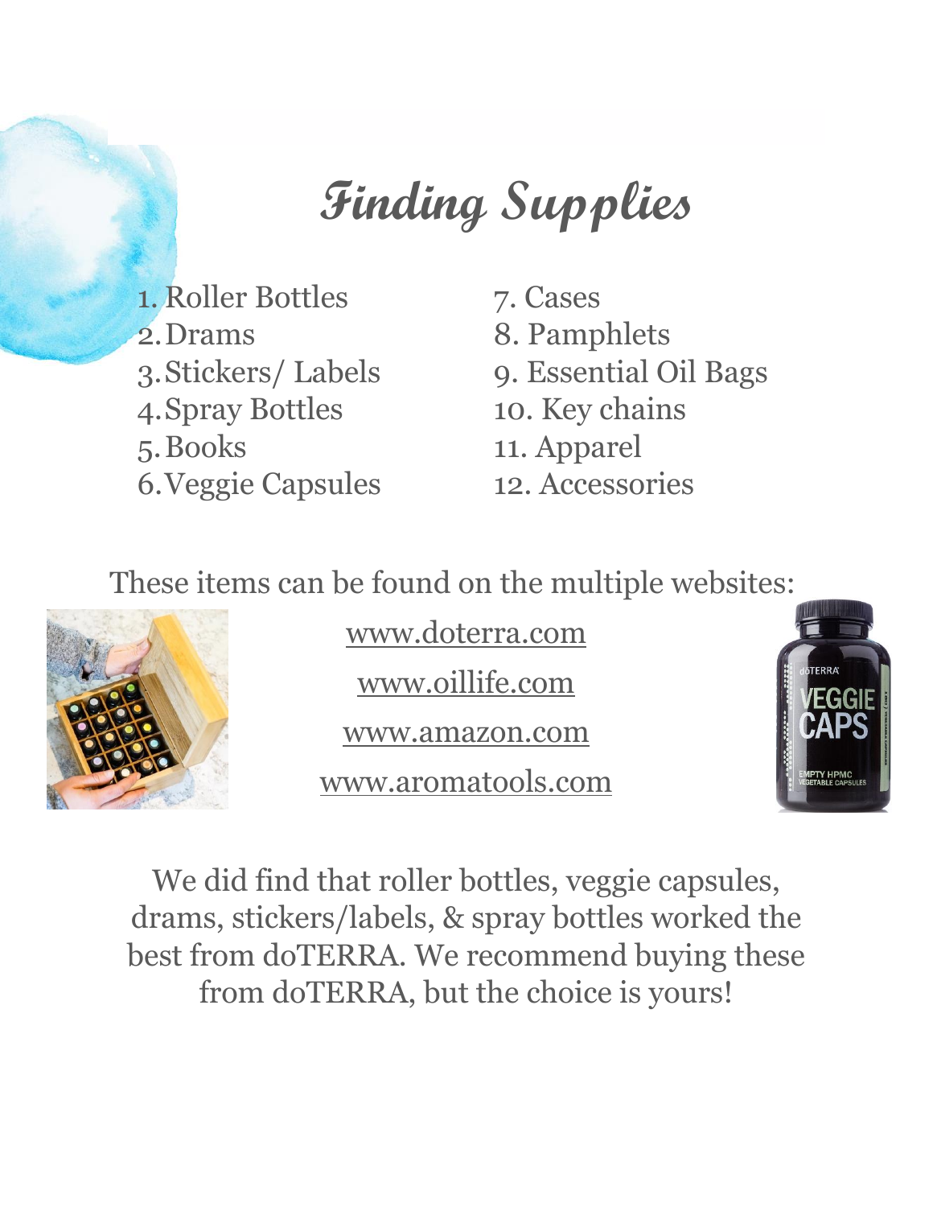# Finding Supplies

1. Roller Bottles
2. Drams
3. Stickers/ Labels
4. Spray Bottles
5. Books
6. Veggie Capsules
7. Cases
8. Pamphlets
9. Essential Oil Bags
10. Key chains
11. Apparel
12. Accessories

These items can be found on the multiple websites:

www.doterra.com

www.oillife.com

www.amazon.com

www.aromatools.com

We did find that roller bottles, veggie capsules, drams, stickers/labels, & spray bottles worked the best from doTERRA. We recommend buying these from doTERRA, but the choice is yours!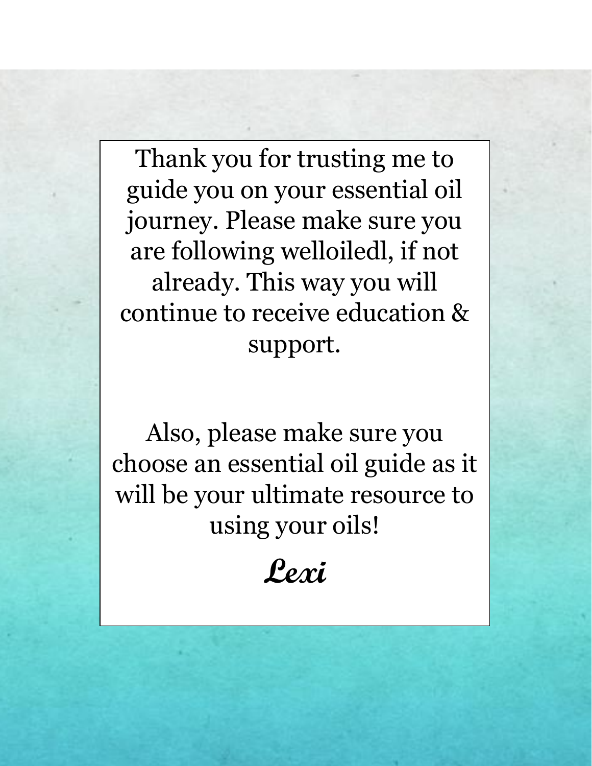Thank you for trusting me to guide you on your essential oil journey. Please make sure you are following welloiledl, if not already. This way you will continue to receive education & support.

Also, please make sure you choose an essential oil guide as it will be your ultimate resource to using your oils!

***Lexi***